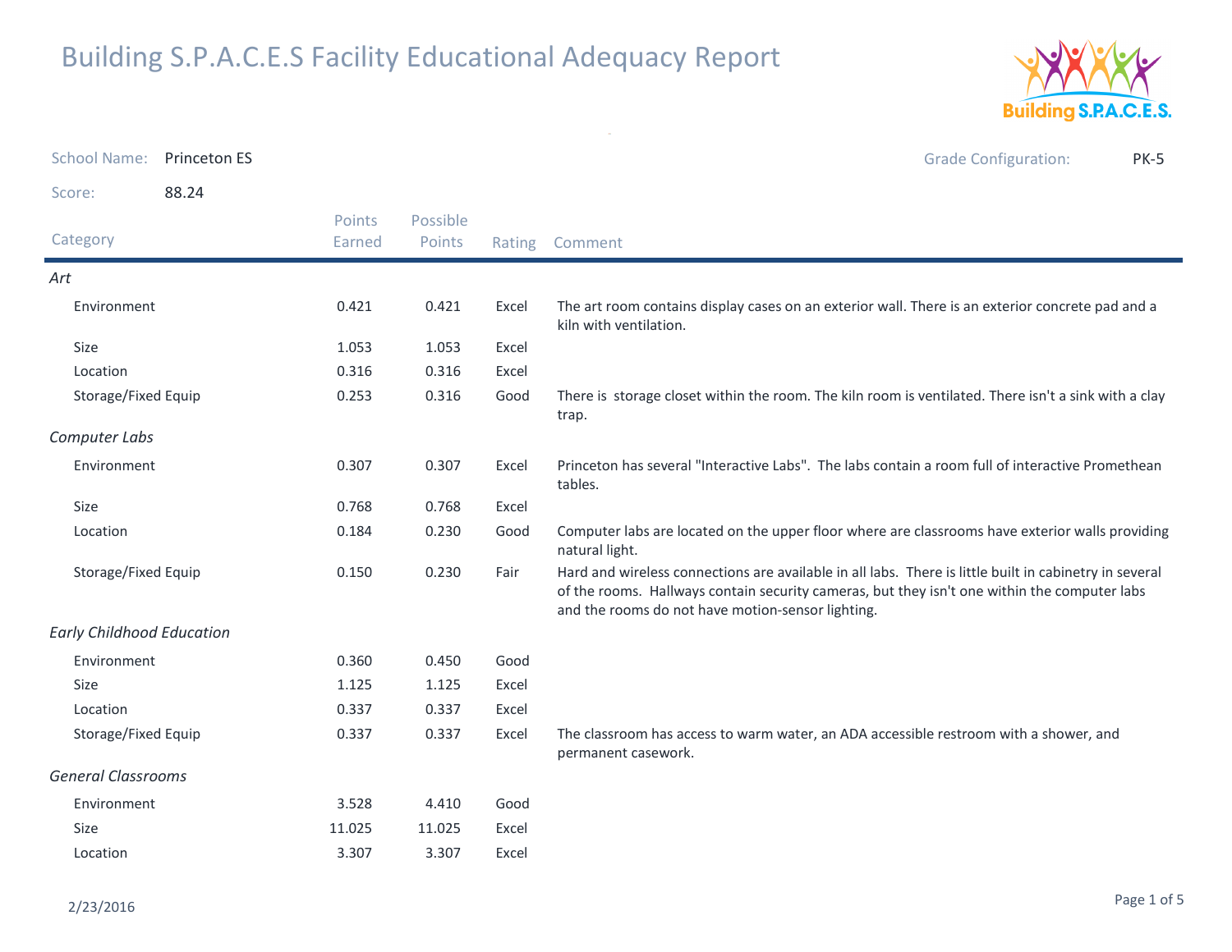# Building S.P.A.C.E.S Facility Educational Adequacy Report

School Name: Princeton ES

Grade Configuration: PK-5

Score: 88.24

| Category | Points Earned | Possible Points | Rating | Comment |
|---|---|---|---|---|
| *Art* | | | | |
| Environment | 0.421 | 0.421 | Excel | The art room contains display cases on an exterior wall. There is an exterior concrete pad and a kiln with ventilation. |
| Size | 1.053 | 1.053 | Excel | |
| Location | 0.316 | 0.316 | Excel | |
| Storage/Fixed Equip | 0.253 | 0.316 | Good | There is storage closet within the room. The kiln room is ventilated. There isn't a sink with a clay trap. |
| *Computer Labs* | | | | |
| Environment | 0.307 | 0.307 | Excel | Princeton has several "Interactive Labs". The labs contain a room full of interactive Promethean tables. |
| Size | 0.768 | 0.768 | Excel | |
| Location | 0.184 | 0.230 | Good | Computer labs are located on the upper floor where are classrooms have exterior walls providing natural light. |
| Storage/Fixed Equip | 0.150 | 0.230 | Fair | Hard and wireless connections are available in all labs. There is little built in cabinetry in several of the rooms. Hallways contain security cameras, but they isn't one within the computer labs and the rooms do not have motion-sensor lighting. |
| *Early Childhood Education* | | | | |
| Environment | 0.360 | 0.450 | Good | |
| Size | 1.125 | 1.125 | Excel | |
| Location | 0.337 | 0.337 | Excel | |
| Storage/Fixed Equip | 0.337 | 0.337 | Excel | The classroom has access to warm water, an ADA accessible restroom with a shower, and permanent casework. |
| *General Classrooms* | | | | |
| Environment | 3.528 | 4.410 | Good | |
| Size | 11.025 | 11.025 | Excel | |
| Location | 3.307 | 3.307 | Excel | |

2/23/2016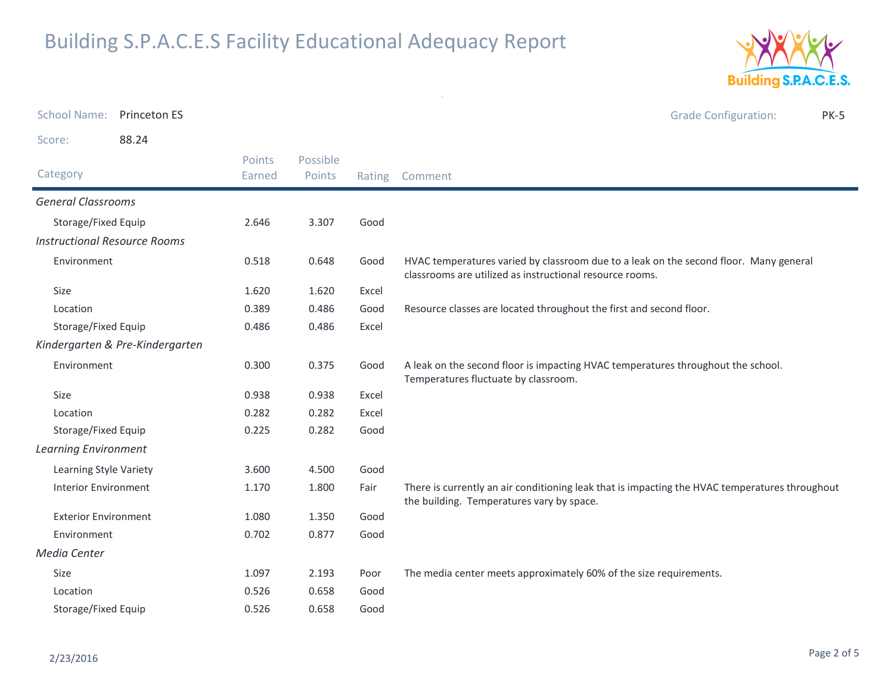# Building S.P.A.C.E.S Facility Educational Adequacy Report

School Name: Princeton ES

Grade Configuration: PK-5

Score: 88.24

| Category | Points Earned | Possible Points | Rating | Comment |
|---|---|---|---|---|
| *General Classrooms* | | | | |
| Storage/Fixed Equip | 2.646 | 3.307 | Good | |
| *Instructional Resource Rooms* | | | | |
| Environment | 0.518 | 0.648 | Good | HVAC temperatures varied by classroom due to a leak on the second floor. Many general classrooms are utilized as instructional resource rooms. |
| Size | 1.620 | 1.620 | Excel | |
| Location | 0.389 | 0.486 | Good | Resource classes are located throughout the first and second floor. |
| Storage/Fixed Equip | 0.486 | 0.486 | Excel | |
| *Kindergarten & Pre-Kindergarten* | | | | |
| Environment | 0.300 | 0.375 | Good | A leak on the second floor is impacting HVAC temperatures throughout the school. Temperatures fluctuate by classroom. |
| Size | 0.938 | 0.938 | Excel | |
| Location | 0.282 | 0.282 | Excel | |
| Storage/Fixed Equip | 0.225 | 0.282 | Good | |
| *Learning Environment* | | | | |
| Learning Style Variety | 3.600 | 4.500 | Good | |
| Interior Environment | 1.170 | 1.800 | Fair | There is currently an air conditioning leak that is impacting the HVAC temperatures throughout the building. Temperatures vary by space. |
| Exterior Environment | 1.080 | 1.350 | Good | |
| Environment | 0.702 | 0.877 | Good | |
| *Media Center* | | | | |
| Size | 1.097 | 2.193 | Poor | The media center meets approximately 60% of the size requirements. |
| Location | 0.526 | 0.658 | Good | |
| Storage/Fixed Equip | 0.526 | 0.658 | Good | |

2/23/2016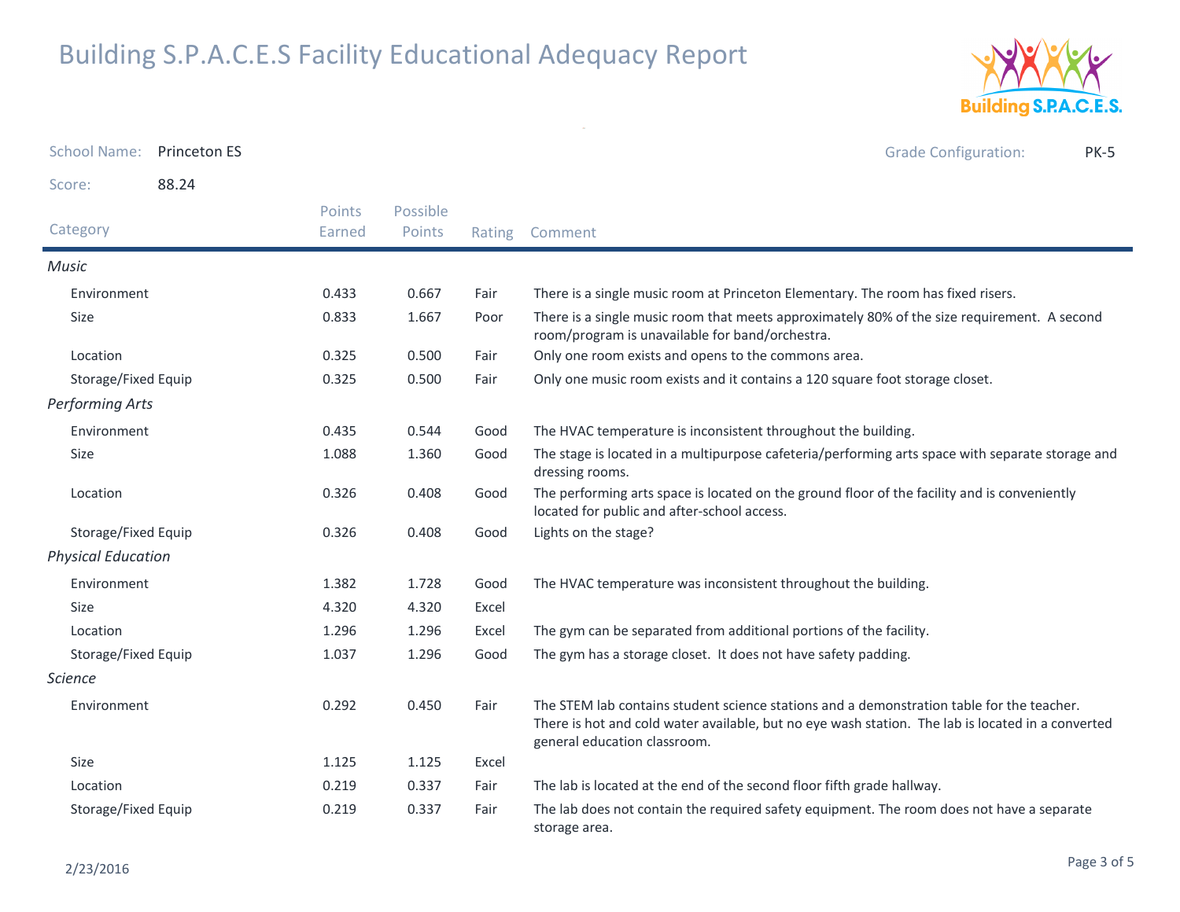# Building S.P.A.C.E.S Facility Educational Adequacy Report

School Name: Princeton ES

Grade Configuration: PK-5

Score: 88.24

| Category | Points Earned | Possible Points | Rating | Comment |
|---|---|---|---|---|
| *Music* | | | | |
| Environment | 0.433 | 0.667 | Fair | There is a single music room at Princeton Elementary. The room has fixed risers. |
| Size | 0.833 | 1.667 | Poor | There is a single music room that meets approximately 80% of the size requirement. A second room/program is unavailable for band/orchestra. |
| Location | 0.325 | 0.500 | Fair | Only one room exists and opens to the commons area. |
| Storage/Fixed Equip | 0.325 | 0.500 | Fair | Only one music room exists and it contains a 120 square foot storage closet. |
| *Performing Arts* | | | | |
| Environment | 0.435 | 0.544 | Good | The HVAC temperature is inconsistent throughout the building. |
| Size | 1.088 | 1.360 | Good | The stage is located in a multipurpose cafeteria/performing arts space with separate storage and dressing rooms. |
| Location | 0.326 | 0.408 | Good | The performing arts space is located on the ground floor of the facility and is conveniently located for public and after-school access. |
| Storage/Fixed Equip | 0.326 | 0.408 | Good | Lights on the stage? |
| *Physical Education* | | | | |
| Environment | 1.382 | 1.728 | Good | The HVAC temperature was inconsistent throughout the building. |
| Size | 4.320 | 4.320 | Excel | |
| Location | 1.296 | 1.296 | Excel | The gym can be separated from additional portions of the facility. |
| Storage/Fixed Equip | 1.037 | 1.296 | Good | The gym has a storage closet. It does not have safety padding. |
| *Science* | | | | |
| Environment | 0.292 | 0.450 | Fair | The STEM lab contains student science stations and a demonstration table for the teacher. There is hot and cold water available, but no eye wash station. The lab is located in a converted general education classroom. |
| Size | 1.125 | 1.125 | Excel | |
| Location | 0.219 | 0.337 | Fair | The lab is located at the end of the second floor fifth grade hallway. |
| Storage/Fixed Equip | 0.219 | 0.337 | Fair | The lab does not contain the required safety equipment. The room does not have a separate storage area. |

2/23/2016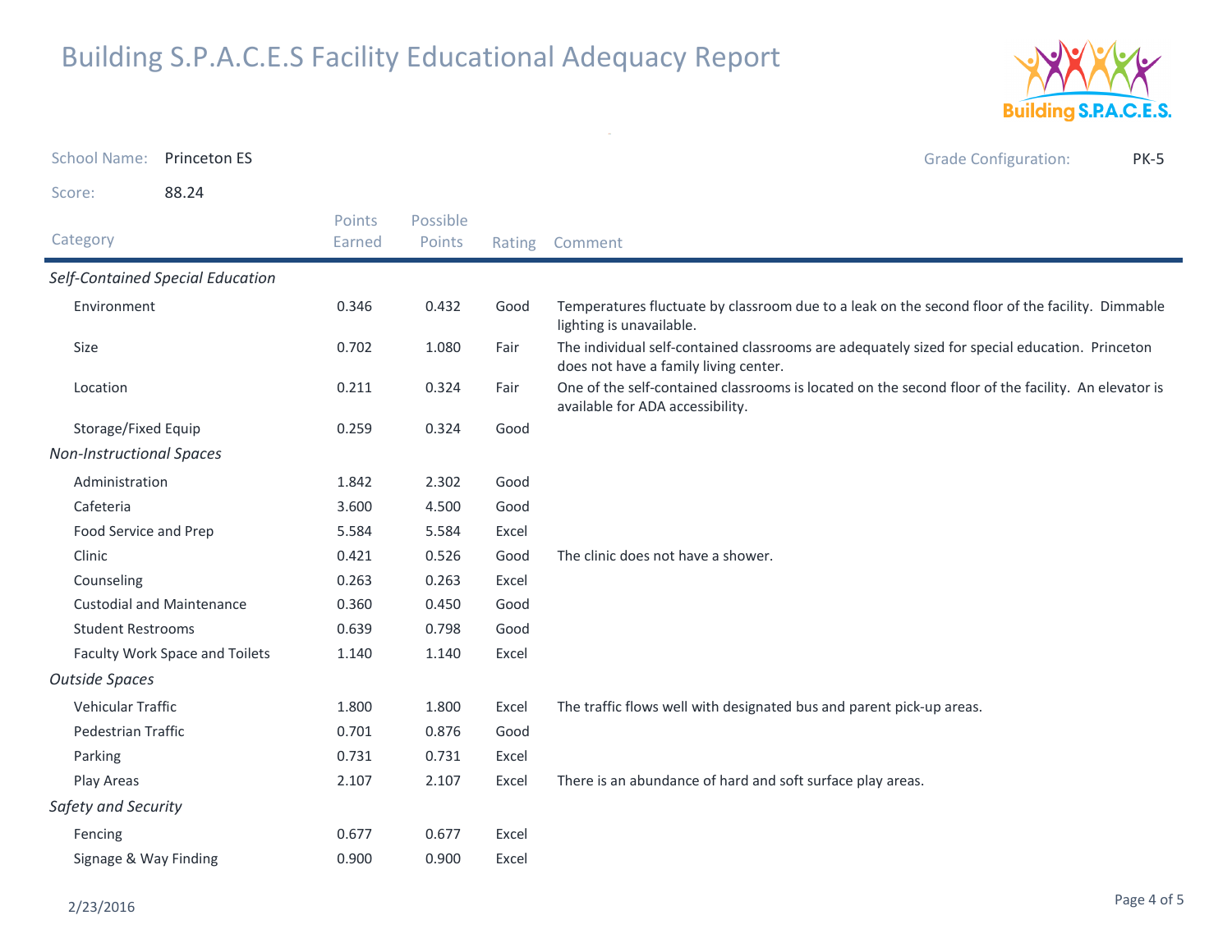# Building S.P.A.C.E.S Facility Educational Adequacy Report

School Name: Princeton ES

Grade Configuration: PK-5

Score: 88.24

| Category | Points Earned | Possible Points | Rating | Comment |
|---|---|---|---|---|
| *Self-Contained Special Education* | | | | |
| Environment | 0.346 | 0.432 | Good | Temperatures fluctuate by classroom due to a leak on the second floor of the facility. Dimmable lighting is unavailable. |
| Size | 0.702 | 1.080 | Fair | The individual self-contained classrooms are adequately sized for special education. Princeton does not have a family living center. |
| Location | 0.211 | 0.324 | Fair | One of the self-contained classrooms is located on the second floor of the facility. An elevator is available for ADA accessibility. |
| Storage/Fixed Equip | 0.259 | 0.324 | Good | |
| *Non-Instructional Spaces* | | | | |
| Administration | 1.842 | 2.302 | Good | |
| Cafeteria | 3.600 | 4.500 | Good | |
| Food Service and Prep | 5.584 | 5.584 | Excel | |
| Clinic | 0.421 | 0.526 | Good | The clinic does not have a shower. |
| Counseling | 0.263 | 0.263 | Excel | |
| Custodial and Maintenance | 0.360 | 0.450 | Good | |
| Student Restrooms | 0.639 | 0.798 | Good | |
| Faculty Work Space and Toilets | 1.140 | 1.140 | Excel | |
| *Outside Spaces* | | | | |
| Vehicular Traffic | 1.800 | 1.800 | Excel | The traffic flows well with designated bus and parent pick-up areas. |
| Pedestrian Traffic | 0.701 | 0.876 | Good | |
| Parking | 0.731 | 0.731 | Excel | |
| Play Areas | 2.107 | 2.107 | Excel | There is an abundance of hard and soft surface play areas. |
| *Safety and Security* | | | | |
| Fencing | 0.677 | 0.677 | Excel | |
| Signage & Way Finding | 0.900 | 0.900 | Excel | |

2/23/2016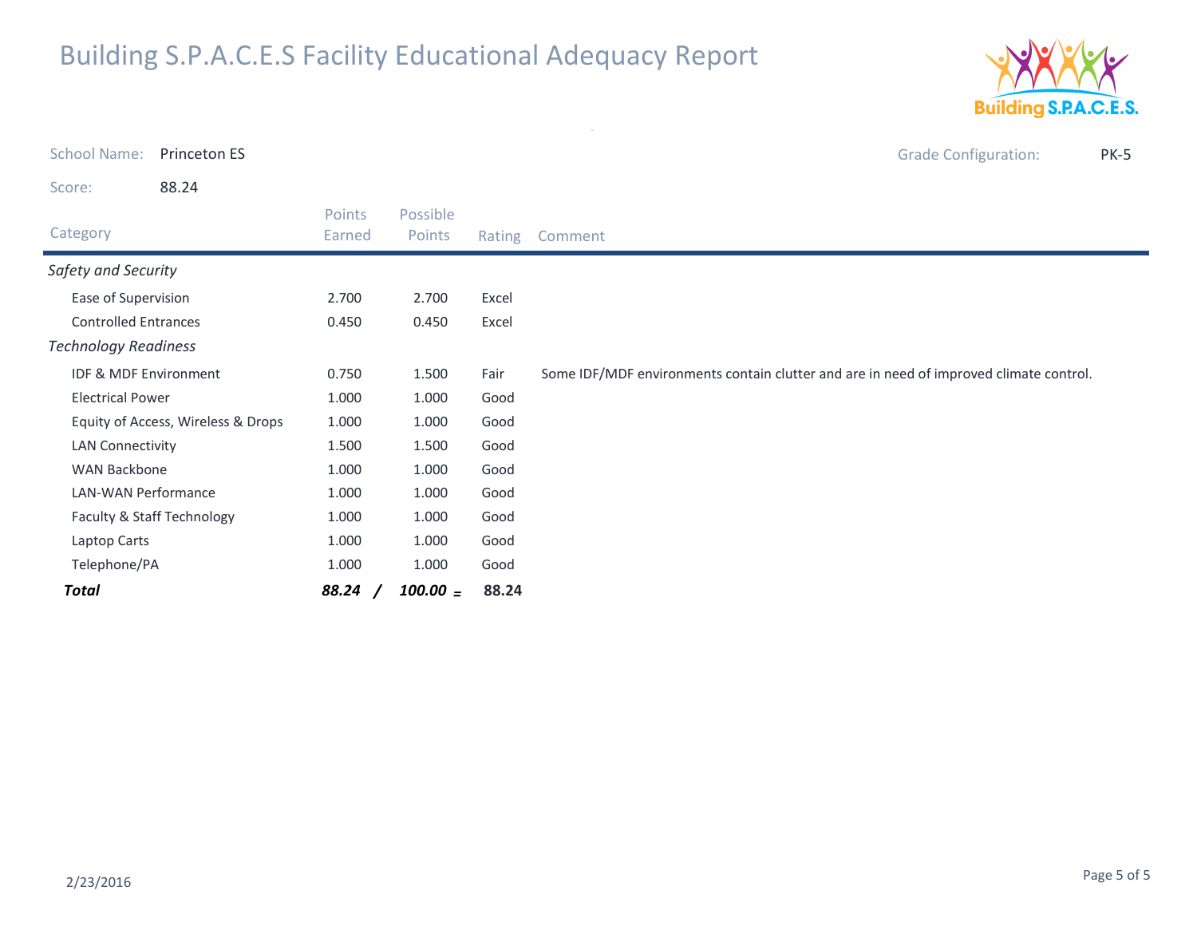# Building S.P.A.C.E.S Facility Educational Adequacy Report

School Name: Princeton ES

Grade Configuration: PK-5

Score: 88.24

| Category | Points Earned | Possible Points | Rating | Comment |
|---|---|---|---|---|
| *Safety and Security* | | | | |
| Ease of Supervision | 2.700 | 2.700 | Excel | |
| Controlled Entrances | 0.450 | 0.450 | Excel | |
| *Technology Readiness* | | | | |
| IDF & MDF Environment | 0.750 | 1.500 | Fair | Some IDF/MDF environments contain clutter and are in need of improved climate control. |
| Electrical Power | 1.000 | 1.000 | Good | |
| Equity of Access, Wireless & Drops | 1.000 | 1.000 | Good | |
| LAN Connectivity | 1.500 | 1.500 | Good | |
| WAN Backbone | 1.000 | 1.000 | Good | |
| LAN-WAN Performance | 1.000 | 1.000 | Good | |
| Faculty & Staff Technology | 1.000 | 1.000 | Good | |
| Laptop Carts | 1.000 | 1.000 | Good | |
| Telephone/PA | 1.000 | 1.000 | Good | |
| ***Total*** | ***88.24 /*** | ***100.00 =*** | **88.24** | |

2/23/2016